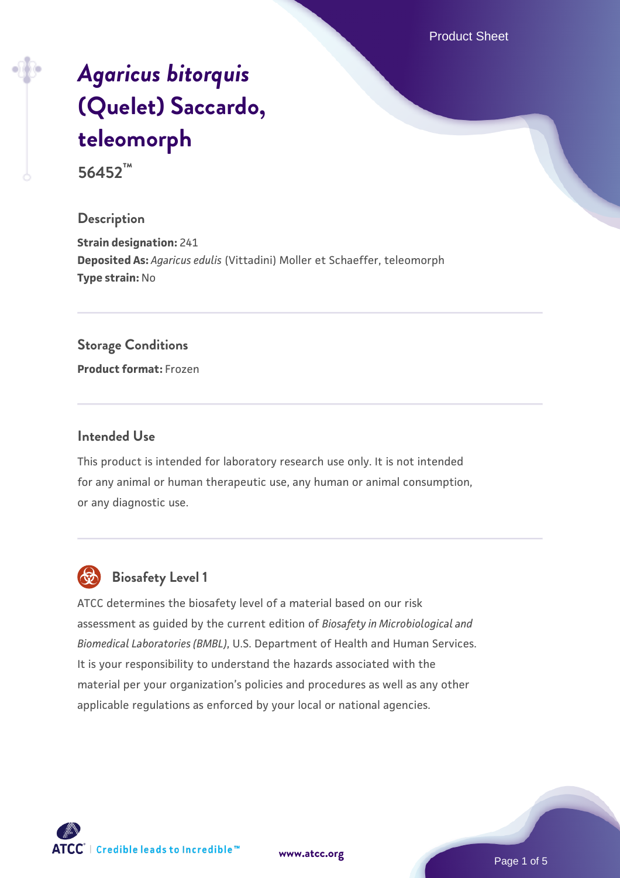# *Agaricus bitorquis* (Quelet) Saccardo, teleomorph

**56452™**

## Description

**Strain designation:** 241
**Deposited As:** *Agaricus edulis* (Vittadini) Moller et Schaeffer, teleomorph
**Type strain:** No

## Storage Conditions

**Product format:** Frozen

## Intended Use

This product is intended for laboratory research use only. It is not intended for any animal or human therapeutic use, any human or animal consumption, or any diagnostic use.

## Biosafety Level 1

ATCC determines the biosafety level of a material based on our risk assessment as guided by the current edition of *Biosafety in Microbiological and Biomedical Laboratories (BMBL)*, U.S. Department of Health and Human Services. It is your responsibility to understand the hazards associated with the material per your organization's policies and procedures as well as any other applicable regulations as enforced by your local or national agencies.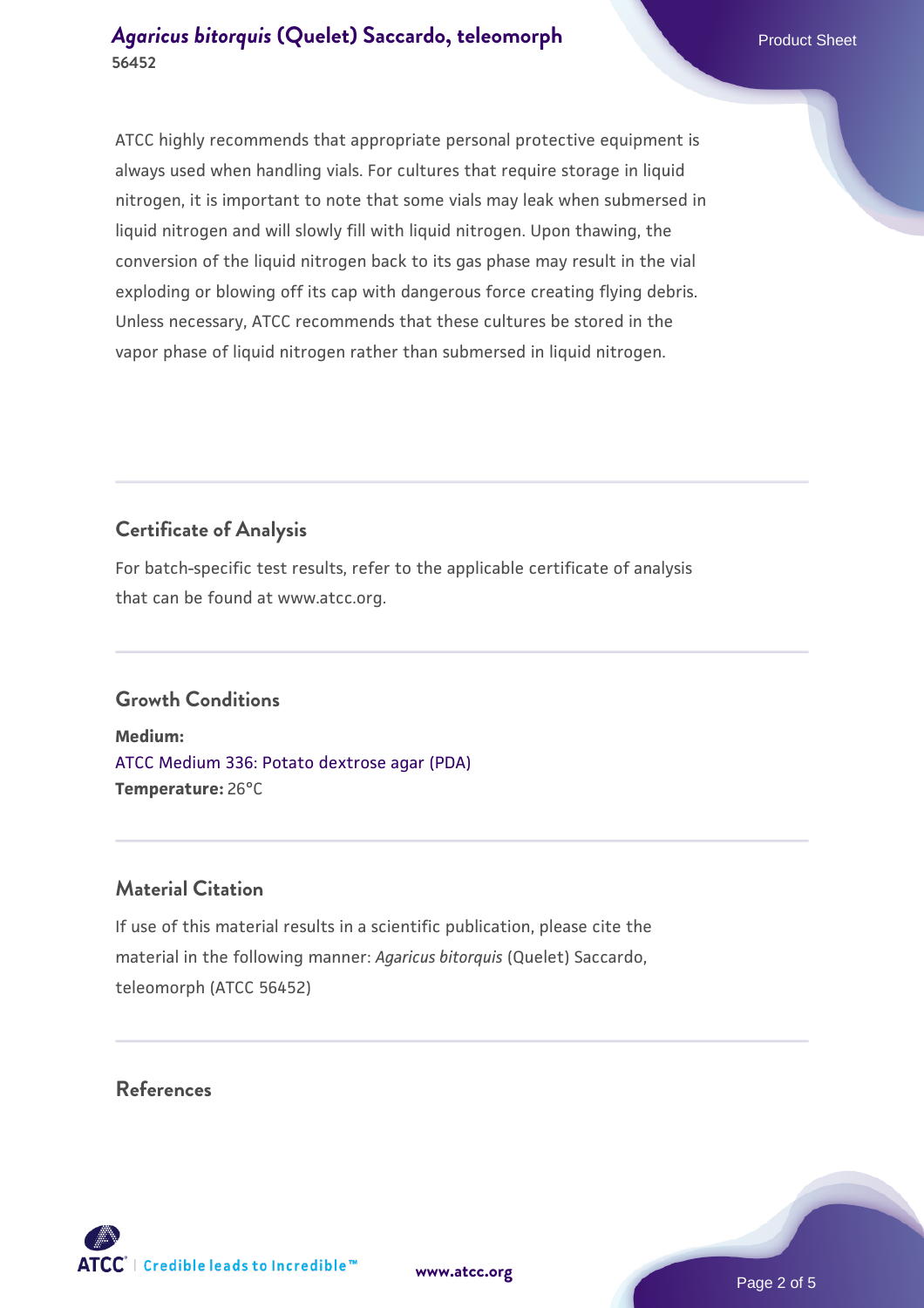ATCC highly recommends that appropriate personal protective equipment is always used when handling vials. For cultures that require storage in liquid nitrogen, it is important to note that some vials may leak when submersed in liquid nitrogen and will slowly fill with liquid nitrogen. Upon thawing, the conversion of the liquid nitrogen back to its gas phase may result in the vial exploding or blowing off its cap with dangerous force creating flying debris. Unless necessary, ATCC recommends that these cultures be stored in the vapor phase of liquid nitrogen rather than submersed in liquid nitrogen.

## Certificate of Analysis

For batch-specific test results, refer to the applicable certificate of analysis that can be found at www.atcc.org.

## Growth Conditions

**Medium:**
ATCC Medium 336: Potato dextrose agar (PDA)
**Temperature:** 26°C

## Material Citation

If use of this material results in a scientific publication, please cite the material in the following manner: *Agaricus bitorquis* (Quelet) Saccardo, teleomorph (ATCC 56452)

## References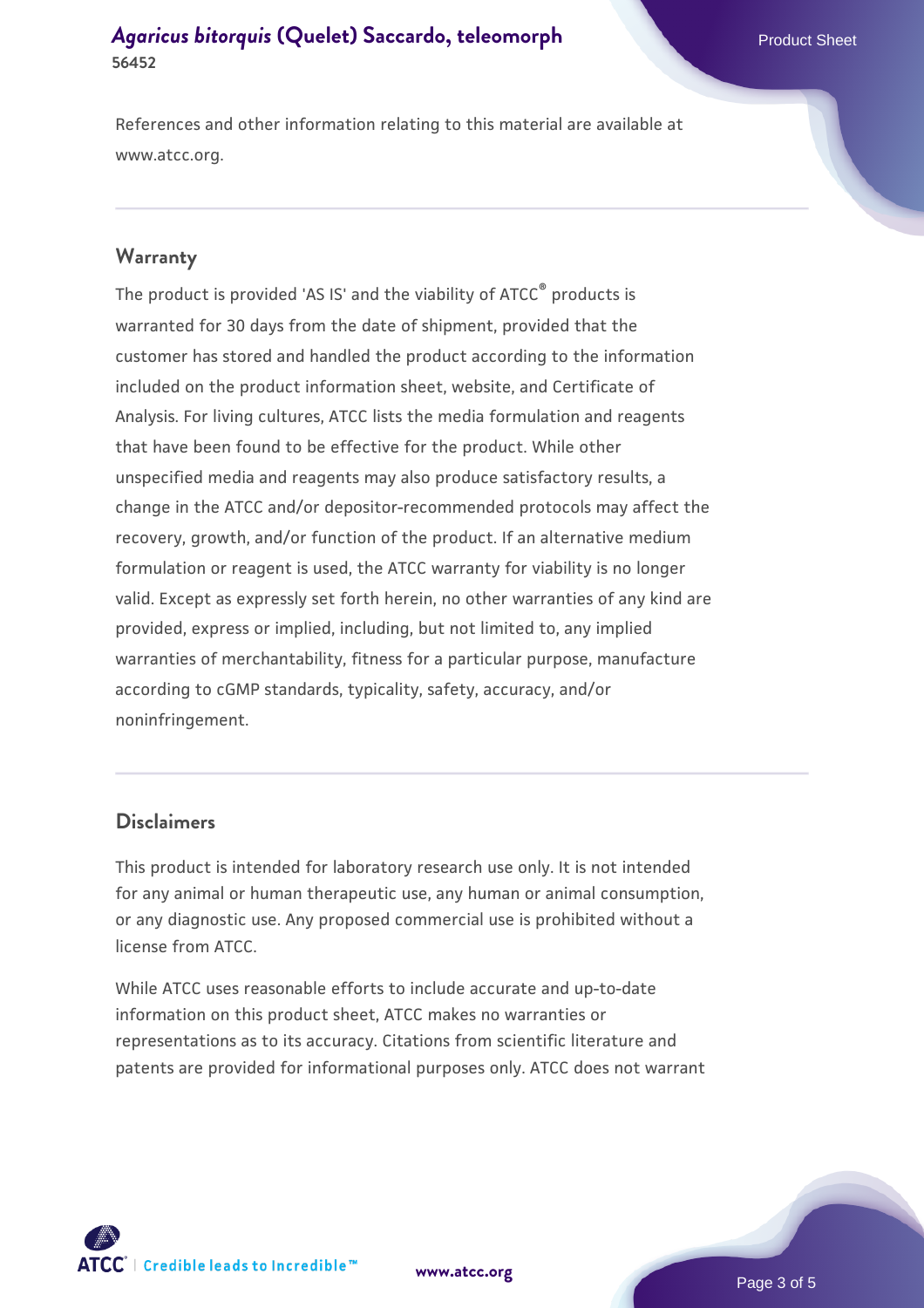References and other information relating to this material are available at www.atcc.org.

## Warranty

The product is provided 'AS IS' and the viability of ATCC® products is warranted for 30 days from the date of shipment, provided that the customer has stored and handled the product according to the information included on the product information sheet, website, and Certificate of Analysis. For living cultures, ATCC lists the media formulation and reagents that have been found to be effective for the product. While other unspecified media and reagents may also produce satisfactory results, a change in the ATCC and/or depositor-recommended protocols may affect the recovery, growth, and/or function of the product. If an alternative medium formulation or reagent is used, the ATCC warranty for viability is no longer valid. Except as expressly set forth herein, no other warranties of any kind are provided, express or implied, including, but not limited to, any implied warranties of merchantability, fitness for a particular purpose, manufacture according to cGMP standards, typicality, safety, accuracy, and/or noninfringement.

## Disclaimers

This product is intended for laboratory research use only. It is not intended for any animal or human therapeutic use, any human or animal consumption, or any diagnostic use. Any proposed commercial use is prohibited without a license from ATCC.

While ATCC uses reasonable efforts to include accurate and up-to-date information on this product sheet, ATCC makes no warranties or representations as to its accuracy. Citations from scientific literature and patents are provided for informational purposes only. ATCC does not warrant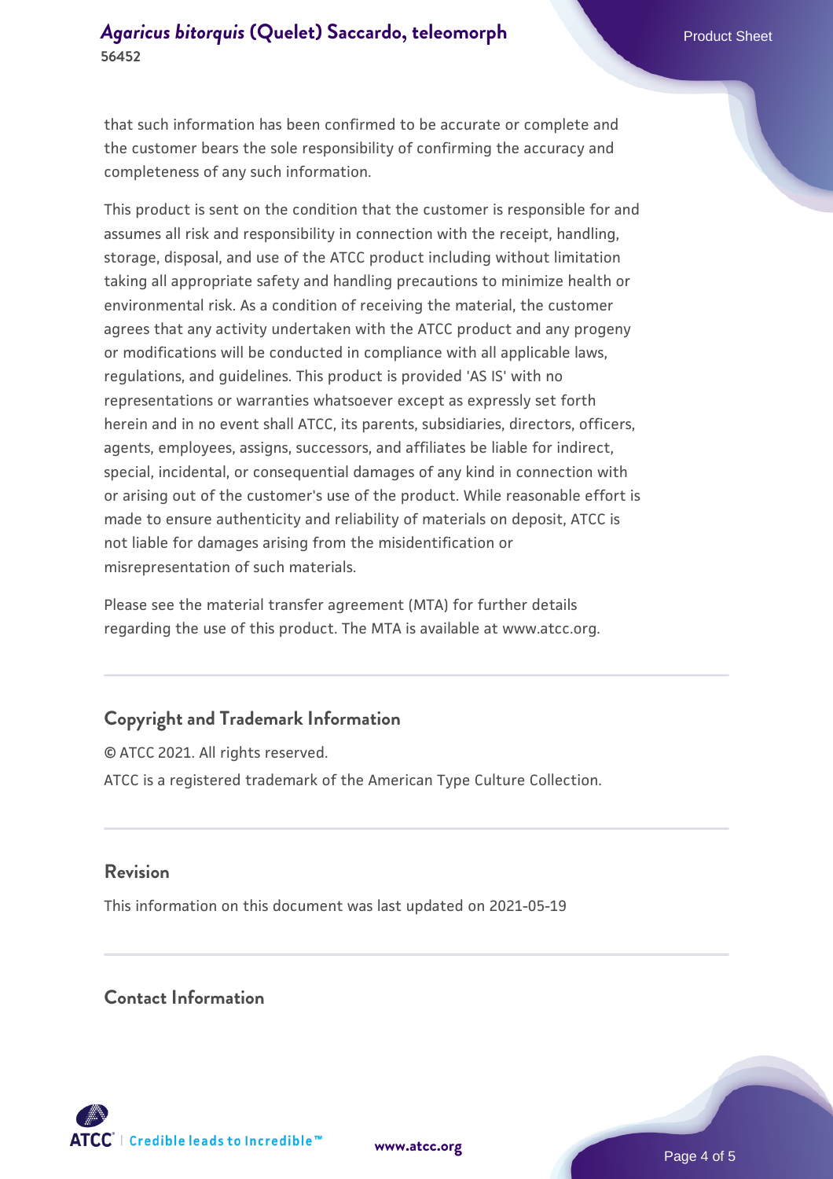that such information has been confirmed to be accurate or complete and the customer bears the sole responsibility of confirming the accuracy and completeness of any such information.

This product is sent on the condition that the customer is responsible for and assumes all risk and responsibility in connection with the receipt, handling, storage, disposal, and use of the ATCC product including without limitation taking all appropriate safety and handling precautions to minimize health or environmental risk. As a condition of receiving the material, the customer agrees that any activity undertaken with the ATCC product and any progeny or modifications will be conducted in compliance with all applicable laws, regulations, and guidelines. This product is provided 'AS IS' with no representations or warranties whatsoever except as expressly set forth herein and in no event shall ATCC, its parents, subsidiaries, directors, officers, agents, employees, assigns, successors, and affiliates be liable for indirect, special, incidental, or consequential damages of any kind in connection with or arising out of the customer's use of the product. While reasonable effort is made to ensure authenticity and reliability of materials on deposit, ATCC is not liable for damages arising from the misidentification or misrepresentation of such materials.

Please see the material transfer agreement (MTA) for further details regarding the use of this product. The MTA is available at www.atcc.org.

## Copyright and Trademark Information

© ATCC 2021. All rights reserved.

ATCC is a registered trademark of the American Type Culture Collection.

## Revision

This information on this document was last updated on 2021-05-19

## Contact Information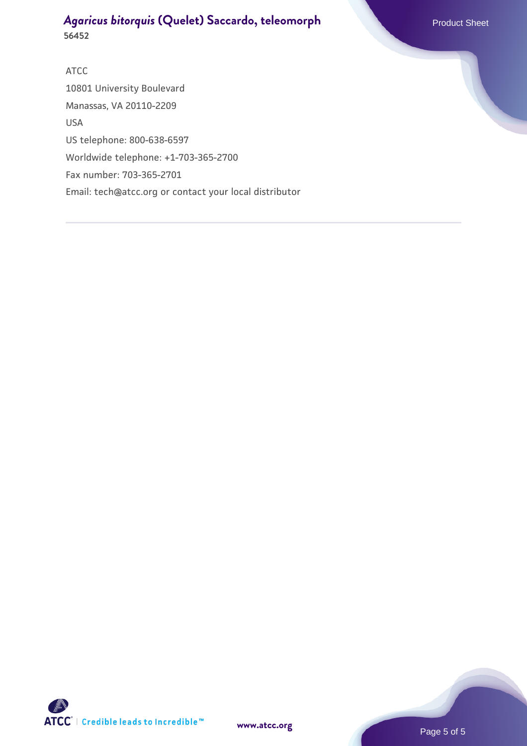ATCC

10801 University Boulevard

Manassas, VA 20110-2209

USA

US telephone: 800-638-6597

Worldwide telephone: +1-703-365-2700

Fax number: 703-365-2701

Email: tech@atcc.org or contact your local distributor